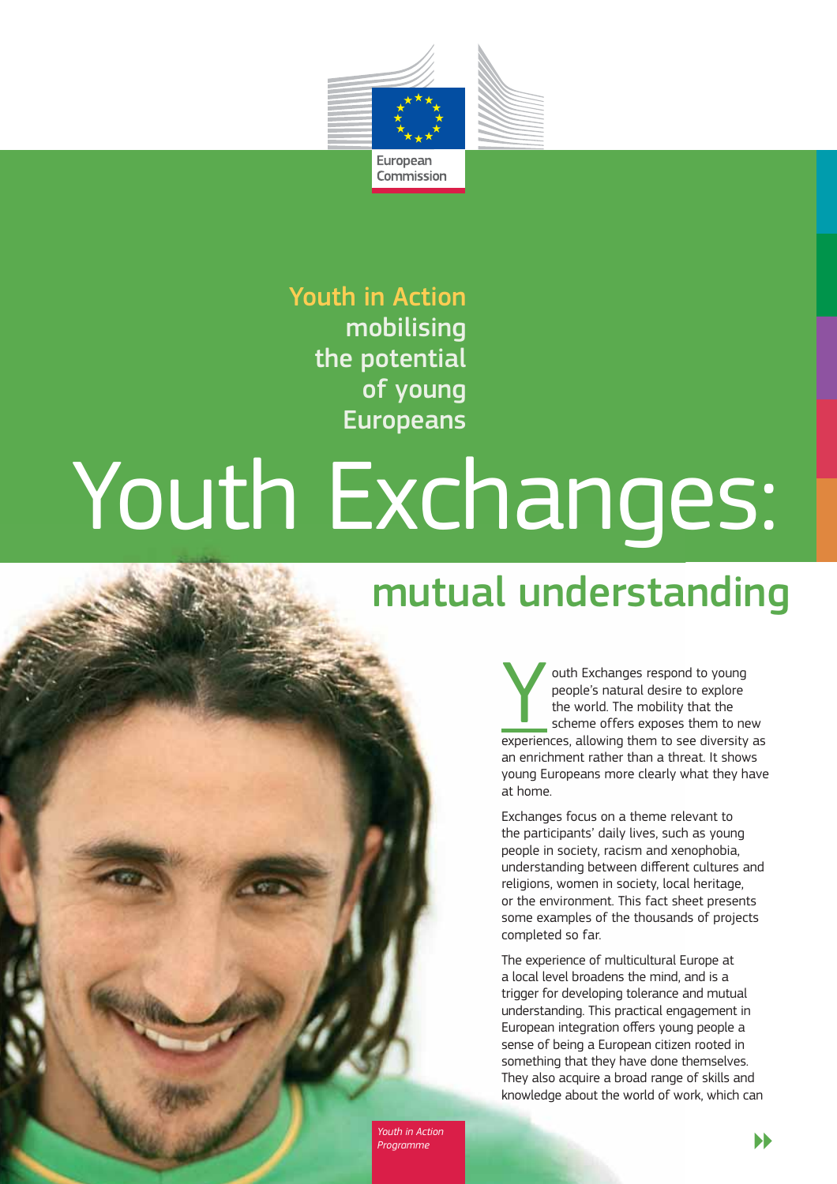European Commission

Youth in Action
mobilising the potential of young Europeans

# Youth Exchanges:

## mutual understanding

Youth Exchanges respond to young people's natural desire to explore the world. The mobility that the scheme offers exposes them to new experiences, allowing them to see diversity as an enrichment rather than a threat. It shows young Europeans more clearly what they have at home.

Exchanges focus on a theme relevant to the participants' daily lives, such as young people in society, racism and xenophobia, understanding between different cultures and religions, women in society, local heritage, or the environment. This fact sheet presents some examples of the thousands of projects completed so far.

The experience of multicultural Europe at a local level broadens the mind, and is a trigger for developing tolerance and mutual understanding. This practical engagement in European integration offers young people a sense of being a European citizen rooted in something that they have done themselves. They also acquire a broad range of skills and knowledge about the world of work, which can

*Youth in Action Programme*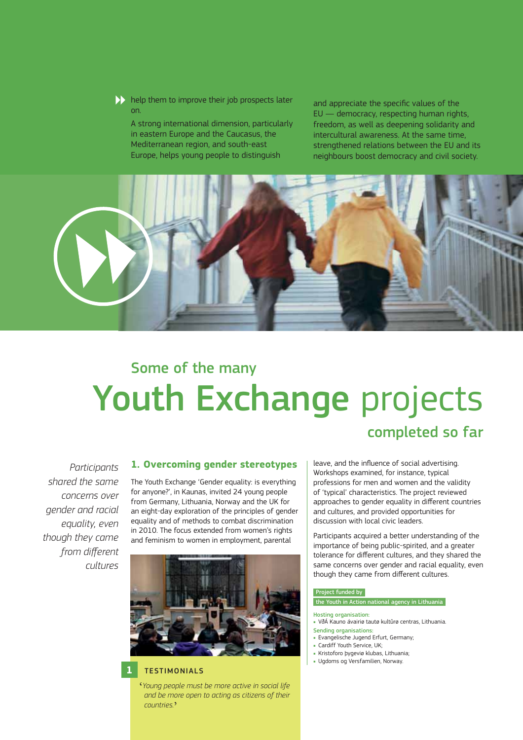help them to improve their job prospects later on.

A strong international dimension, particularly in eastern Europe and the Caucasus, the Mediterranean region, and south-east Europe, helps young people to distinguish and appreciate the specific values of the EU — democracy, respecting human rights, freedom, as well as deepening solidarity and intercultural awareness. At the same time, strengthened relations between the EU and its neighbours boost democracy and civil society.

## Some of the many

# Youth Exchange projects

## completed so far

*Participants shared the same concerns over gender and racial equality, even though they came from different cultures*

### 1. Overcoming gender stereotypes

The Youth Exchange 'Gender equality: is everything for anyone?', in Kaunas, invited 24 young people from Germany, Lithuania, Norway and the UK for an eight-day exploration of the principles of gender equality and of methods to combat discrimination in 2010. The focus extended from women's rights and feminism to women in employment, parental leave, and the influence of social advertising. Workshops examined, for instance, typical professions for men and women and the validity of 'typical' characteristics. The project reviewed approaches to gender equality in different countries and cultures, and provided opportunities for discussion with local civic leaders.

Participants acquired a better understanding of the importance of being public-spirited, and a greater tolerance for different cultures, and they shared the same concerns over gender and racial equality, even though they came from different cultures.

**1 TESTIMONIALS**

'*Young people must be more active in social life and be more open to acting as citizens of their countries.*'

**Project funded by the Youth in Action national agency in Lithuania**

**Hosting organisation:**
- VðÁ Kauno ávairiø tautø kultûrø centras, Lithuania.

**Sending organisations:**
- Evangelische Jugend Erfurt, Germany;
- Cardiff Youth Service, UK;
- Kristoforo þygeviø klubas, Lithuania;
- Ugdoms og Versfamilien, Norway.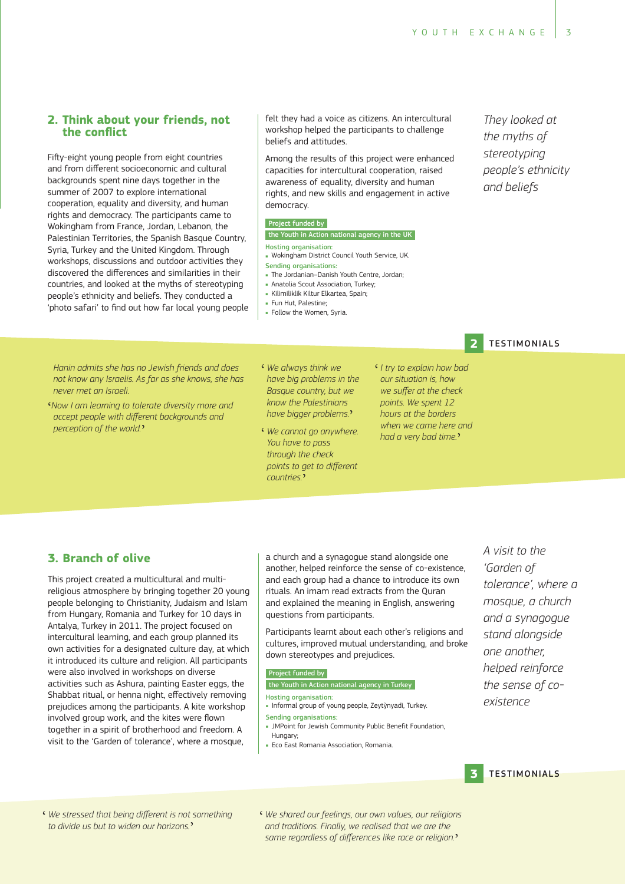## 2. Think about your friends, not the conflict

Fifty-eight young people from eight countries and from different socioeconomic and cultural backgrounds spent nine days together in the summer of 2007 to explore international cooperation, equality and diversity, and human rights and democracy. The participants came to Wokingham from France, Jordan, Lebanon, the Palestinian Territories, the Spanish Basque Country, Syria, Turkey and the United Kingdom. Through workshops, discussions and outdoor activities they discovered the differences and similarities in their countries, and looked at the myths of stereotyping people's ethnicity and beliefs. They conducted a 'photo safari' to find out how far local young people felt they had a voice as citizens. An intercultural workshop helped the participants to challenge beliefs and attitudes.

Among the results of this project were enhanced capacities for intercultural cooperation, raised awareness of equality, diversity and human rights, and new skills and engagement in active democracy.

*They looked at the myths of stereotyping people's ethnicity and beliefs*

**Project funded by**
**the Youth in Action national agency in the UK**

Hosting organisation:
- Wokingham District Council Youth Service, UK.

Sending organisations:
- The Jordanian–Danish Youth Centre, Jordan;
- Anatolia Scout Association, Turkey;
- Kilimiliklik Kiltur Elkartea, Spain;
- Fun Hut, Palestine;
- Follow the Women, Syria.

**2 TESTIMONIALS**

*Hanin admits she has no Jewish friends and does not know any Israelis. As far as she knows, she has never met an Israeli.*

*'Now I am learning to tolerate diversity more and accept people with different backgrounds and perception of the world.'*

*'We always think we have big problems in the Basque country, but we know the Palestinians have bigger problems.'*

*'We cannot go anywhere. You have to pass through the check points to get to different countries.'*

*'I try to explain how bad our situation is, how we suffer at the check points. We spent 12 hours at the borders when we came here and had a very bad time.'*

## 3. Branch of olive

This project created a multicultural and multi-religious atmosphere by bringing together 20 young people belonging to Christianity, Judaism and Islam from Hungary, Romania and Turkey for 10 days in Antalya, Turkey in 2011. The project focused on intercultural learning, and each group planned its own activities for a designated culture day, at which it introduced its culture and religion. All participants were also involved in workshops on diverse activities such as Ashura, painting Easter eggs, the Shabbat ritual, or henna night, effectively removing prejudices among the participants. A kite workshop involved group work, and the kites were flown together in a spirit of brotherhood and freedom. A visit to the 'Garden of tolerance', where a mosque, a church and a synagogue stand alongside one another, helped reinforce the sense of co-existence, and each group had a chance to introduce its own rituals. An imam read extracts from the Quran and explained the meaning in English, answering questions from participants.

Participants learnt about each other's religions and cultures, improved mutual understanding, and broke down stereotypes and prejudices.

*A visit to the 'Garden of tolerance', where a mosque, a church and a synagogue stand alongside one another, helped reinforce the sense of co-existence*

**Project funded by**
**the Youth in Action national agency in Turkey**

Hosting organisation:
- Informal group of young people, Zeytýnyadi, Turkey.

Sending organisations:
- JMPoint for Jewish Community Public Benefit Foundation, Hungary;
- Eco East Romania Association, Romania.

**3 TESTIMONIALS**

*'We stressed that being different is not something to divide us but to widen our horizons.'*

*'We shared our feelings, our own values, our religions and traditions. Finally, we realised that we are the same regardless of differences like race or religion.'*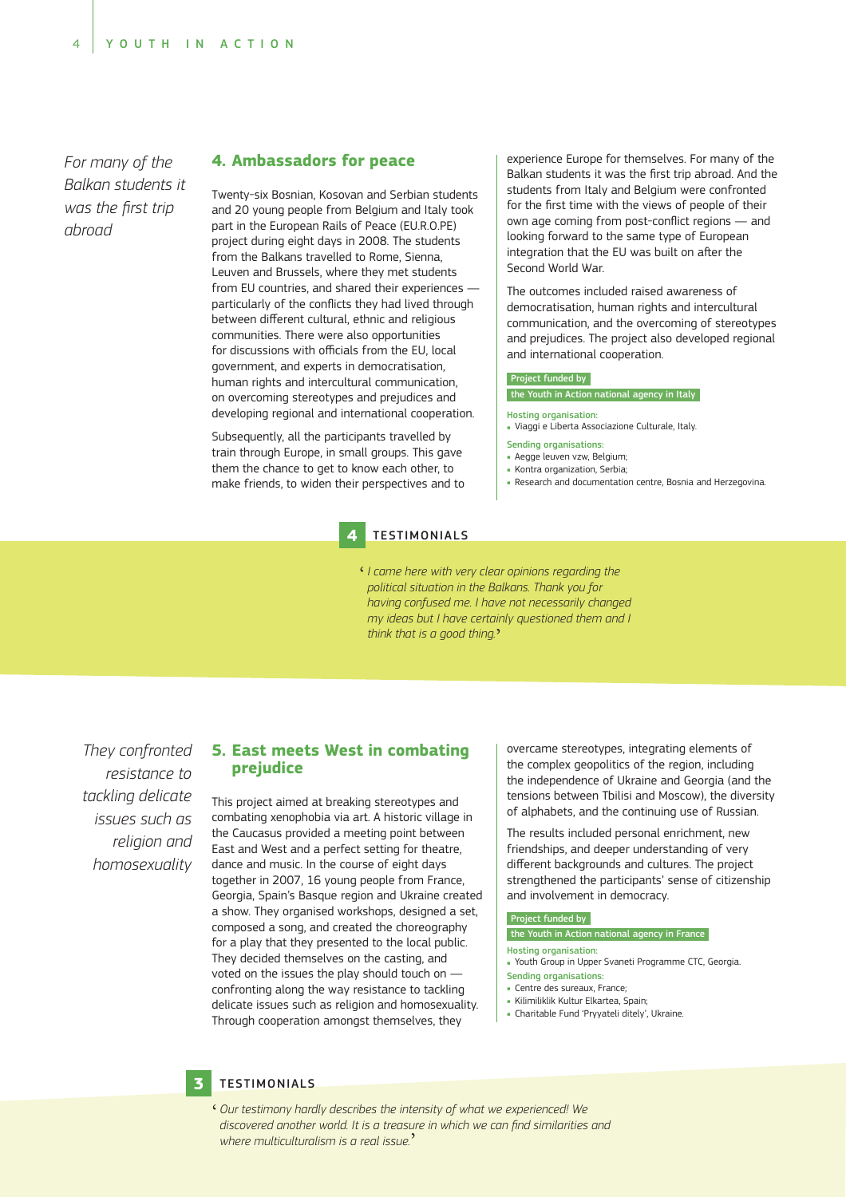*For many of the Balkan students it was the first trip abroad*

## 4. Ambassadors for peace

Twenty-six Bosnian, Kosovan and Serbian students and 20 young people from Belgium and Italy took part in the European Rails of Peace (EU.R.O.PE) project during eight days in 2008. The students from the Balkans travelled to Rome, Sienna, Leuven and Brussels, where they met students from EU countries, and shared their experiences — particularly of the conflicts they had lived through between different cultural, ethnic and religious communities. There were also opportunities for discussions with officials from the EU, local government, and experts in democratisation, human rights and intercultural communication, on overcoming stereotypes and prejudices and developing regional and international cooperation.

Subsequently, all the participants travelled by train through Europe, in small groups. This gave them the chance to get to know each other, to make friends, to widen their perspectives and to experience Europe for themselves. For many of the Balkan students it was the first trip abroad. And the students from Italy and Belgium were confronted for the first time with the views of people of their own age coming from post-conflict regions — and looking forward to the same type of European integration that the EU was built on after the Second World War.

The outcomes included raised awareness of democratisation, human rights and intercultural communication, and the overcoming of stereotypes and prejudices. The project also developed regional and international cooperation.

Project funded by
the Youth in Action national agency in Italy

Hosting organisation:
- Viaggi e Liberta Associazione Culturale, Italy.

Sending organisations:
- Aegge leuven vzw, Belgium;
- Kontra organization, Serbia;
- Research and documentation centre, Bosnia and Herzegovina.

### 4 TESTIMONIALS

‘*I came here with very clear opinions regarding the political situation in the Balkans. Thank you for having confused me. I have not necessarily changed my ideas but I have certainly questioned them and I think that is a good thing.*’

*They confronted resistance to tackling delicate issues such as religion and homosexuality*

## 5. East meets West in combating prejudice

This project aimed at breaking stereotypes and combating xenophobia via art. A historic village in the Caucasus provided a meeting point between East and West and a perfect setting for theatre, dance and music. In the course of eight days together in 2007, 16 young people from France, Georgia, Spain's Basque region and Ukraine created a show. They organised workshops, designed a set, composed a song, and created the choreography for a play that they presented to the local public. They decided themselves on the casting, and voted on the issues the play should touch on — confronting along the way resistance to tackling delicate issues such as religion and homosexuality. Through cooperation amongst themselves, they overcame stereotypes, integrating elements of the complex geopolitics of the region, including the independence of Ukraine and Georgia (and the tensions between Tbilisi and Moscow), the diversity of alphabets, and the continuing use of Russian.

The results included personal enrichment, new friendships, and deeper understanding of very different backgrounds and cultures. The project strengthened the participants' sense of citizenship and involvement in democracy.

Project funded by
the Youth in Action national agency in France

Hosting organisation:
- Youth Group in Upper Svaneti Programme CTC, Georgia.

Sending organisations:
- Centre des sureaux, France;
- Kilimiliklik Kultur Elkartea, Spain;
- Charitable Fund 'Pryyateli ditely', Ukraine.

### 3 TESTIMONIALS

‘*Our testimony hardly describes the intensity of what we experienced! We discovered another world. It is a treasure in which we can find similarities and where multiculturalism is a real issue.*’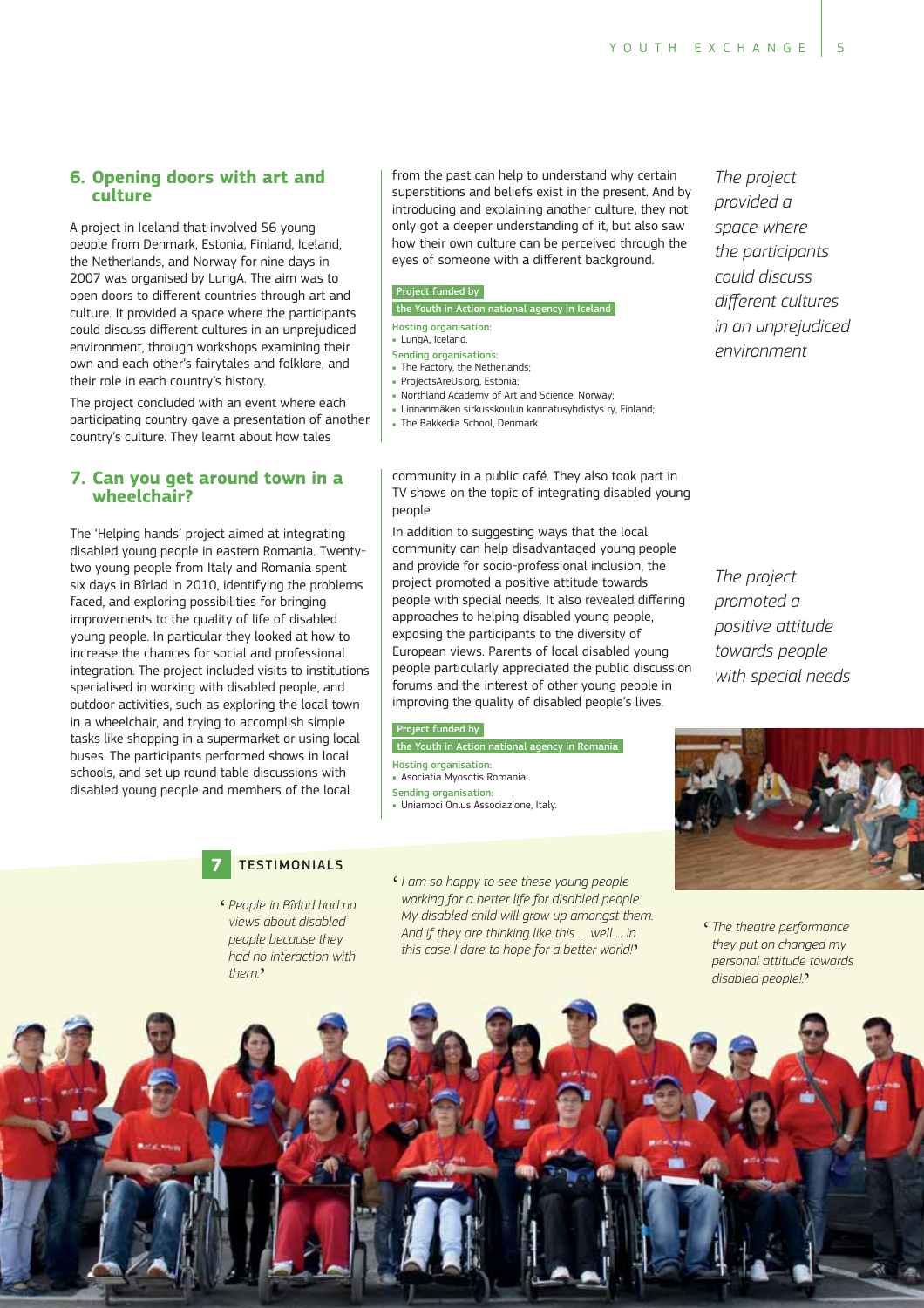## 6. Opening doors with art and culture

A project in Iceland that involved 56 young people from Denmark, Estonia, Finland, Iceland, the Netherlands, and Norway for nine days in 2007 was organised by LungA. The aim was to open doors to different countries through art and culture. It provided a space where the participants could discuss different cultures in an unprejudiced environment, through workshops examining their own and each other's fairytales and folklore, and their role in each country's history.

The project concluded with an event where each participating country gave a presentation of another country's culture. They learnt about how tales from the past can help to understand why certain superstitions and beliefs exist in the present. And by introducing and explaining another culture, they not only got a deeper understanding of it, but also saw how their own culture can be perceived through the eyes of someone with a different background.

**Project funded by**
**the Youth in Action national agency in Iceland**

Hosting organisation:
- LungA, Iceland.

Sending organisations:
- The Factory, the Netherlands;
- ProjectsAreUs.org, Estonia;
- Northland Academy of Art and Science, Norway;
- Linnanmäken sirkusskoulun kannatusyhdistys ry, Finland;
- The Bakkedia School, Denmark.

*The project provided a space where the participants could discuss different cultures in an unprejudiced environment*

## 7. Can you get around town in a wheelchair?

The 'Helping hands' project aimed at integrating disabled young people in eastern Romania. Twenty-two young people from Italy and Romania spent six days in Bîrlad in 2010, identifying the problems faced, and exploring possibilities for bringing improvements to the quality of life of disabled young people. In particular they looked at how to increase the chances for social and professional integration. The project included visits to institutions specialised in working with disabled people, and outdoor activities, such as exploring the local town in a wheelchair, and trying to accomplish simple tasks like shopping in a supermarket or using local buses. The participants performed shows in local schools, and set up round table discussions with disabled young people and members of the local community in a public café. They also took part in TV shows on the topic of integrating disabled young people.

In addition to suggesting ways that the local community can help disadvantaged young people and provide for socio-professional inclusion, the project promoted a positive attitude towards people with special needs. It also revealed differing approaches to helping disabled young people, exposing the participants to the diversity of European views. Parents of local disabled young people particularly appreciated the public discussion forums and the interest of other young people in improving the quality of disabled people's lives.

**Project funded by**
**the Youth in Action national agency in Romania**

Hosting organisation:
- Asociatia Myosotis Romania.

Sending organisation:
- Uniamoci Onlus Associazione, Italy.

*The project promoted a positive attitude towards people with special needs*

### 7 TESTIMONIALS

'*People in Bîrlad had no views about disabled people because they had no interaction with them.*'

'*I am so happy to see these young people working for a better life for disabled people. My disabled child will grow up amongst them. And if they are thinking like this … well … in this case I dare to hope for a better world!*'

'*The theatre performance they put on changed my personal attitude towards disabled people!.*'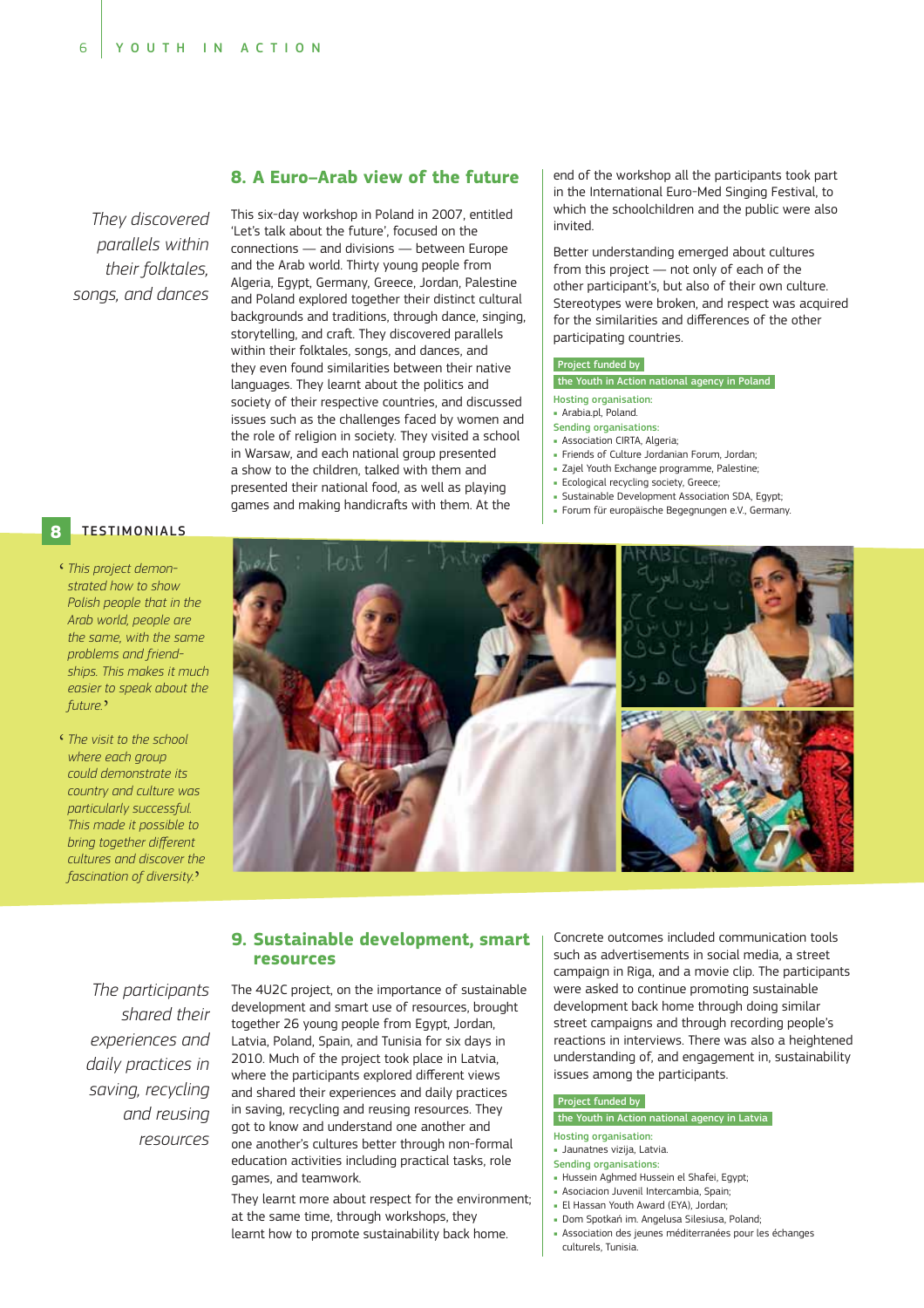## 8. A Euro–Arab view of the future

*They discovered parallels within their folktales, songs, and dances*

This six-day workshop in Poland in 2007, entitled 'Let's talk about the future', focused on the connections — and divisions — between Europe and the Arab world. Thirty young people from Algeria, Egypt, Germany, Greece, Jordan, Palestine and Poland explored together their distinct cultural backgrounds and traditions, through dance, singing, storytelling, and craft. They discovered parallels within their folktales, songs, and dances, and they even found similarities between their native languages. They learnt about the politics and society of their respective countries, and discussed issues such as the challenges faced by women and the role of religion in society. They visited a school in Warsaw, and each national group presented a show to the children, talked with them and presented their national food, as well as playing games and making handicrafts with them. At the end of the workshop all the participants took part in the International Euro-Med Singing Festival, to which the schoolchildren and the public were also invited.

Better understanding emerged about cultures from this project — not only of each of the other participant's, but also of their own culture. Stereotypes were broken, and respect was acquired for the similarities and differences of the other participating countries.

**Project funded by**
**the Youth in Action national agency in Poland**

Hosting organisation:
- Arabia.pl, Poland.

Sending organisations:
- Association CIRTA, Algeria;
- Friends of Culture Jordanian Forum, Jordan;
- Zajel Youth Exchange programme, Palestine;
- Ecological recycling society, Greece;
- Sustainable Development Association SDA, Egypt;
- Forum für europäische Begegnungen e.V., Germany.

### 8 TESTIMONIALS

*'This project demonstrated how to show Polish people that in the Arab world, people are the same, with the same problems and friendships. This makes it much easier to speak about the future.'*

*'The visit to the school where each group could demonstrate its country and culture was particularly successful. This made it possible to bring together different cultures and discover the fascination of diversity.'*

## 9. Sustainable development, smart resources

*The participants shared their experiences and daily practices in saving, recycling and reusing resources*

The 4U2C project, on the importance of sustainable development and smart use of resources, brought together 26 young people from Egypt, Jordan, Latvia, Poland, Spain, and Tunisia for six days in 2010. Much of the project took place in Latvia, where the participants explored different views and shared their experiences and daily practices in saving, recycling and reusing resources. They got to know and understand one another and one another's cultures better through non-formal education activities including practical tasks, role games, and teamwork.

They learnt more about respect for the environment; at the same time, through workshops, they learnt how to promote sustainability back home.

Concrete outcomes included communication tools such as advertisements in social media, a street campaign in Riga, and a movie clip. The participants were asked to continue promoting sustainable development back home through doing similar street campaigns and through recording people's reactions in interviews. There was also a heightened understanding of, and engagement in, sustainability issues among the participants.

**Project funded by**
**the Youth in Action national agency in Latvia**

Hosting organisation:
- Jaunatnes vizija, Latvia.

Sending organisations:
- Hussein Aghmed Hussein el Shafei, Egypt;
- Asociacion Juvenil Intercambia, Spain;
- El Hassan Youth Award (EYA), Jordan;
- Dom Spotkań im. Angelusa Silesiusa, Poland;
- Association des jeunes méditerranées pour les échanges culturels, Tunisia.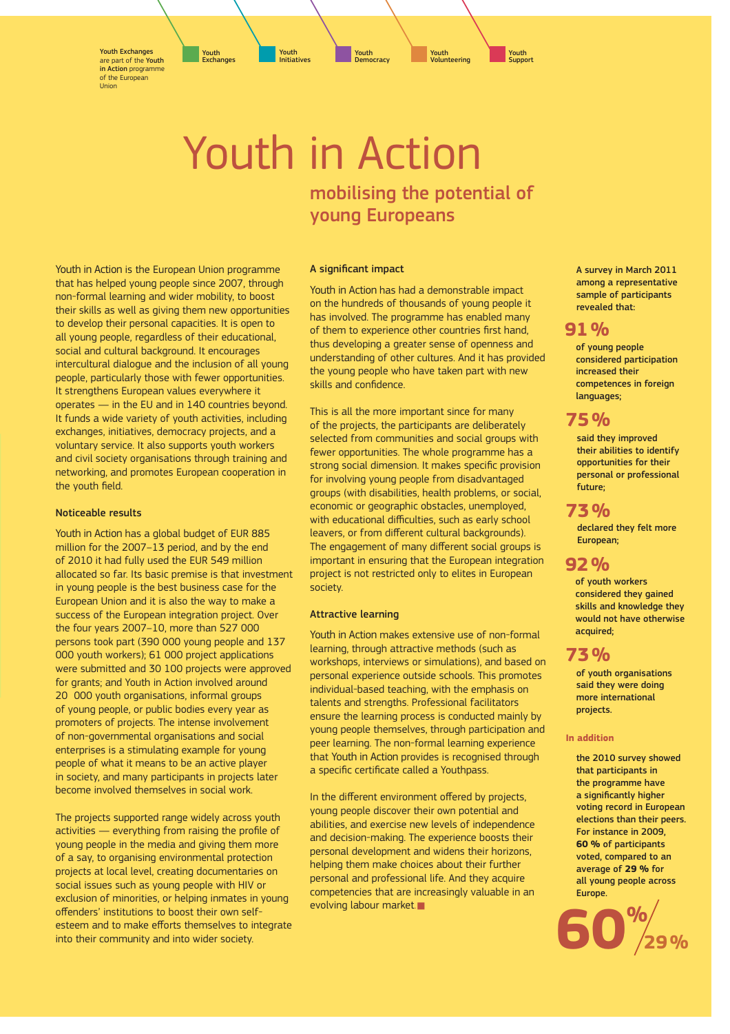Youth Exchanges are part of the **Youth in Action** programme of the European Union

Youth Exchanges | Youth Initiatives | Youth Democracy | Youth Volunteering | Youth Support

# Youth in Action

## mobilising the potential of young Europeans

Youth in Action is the European Union programme that has helped young people since 2007, through non-formal learning and wider mobility, to boost their skills as well as giving them new opportunities to develop their personal capacities. It is open to all young people, regardless of their educational, social and cultural background. It encourages intercultural dialogue and the inclusion of all young people, particularly those with fewer opportunities. It strengthens European values everywhere it operates — in the EU and in 140 countries beyond. It funds a wide variety of youth activities, including exchanges, initiatives, democracy projects, and a voluntary service. It also supports youth workers and civil society organisations through training and networking, and promotes European cooperation in the youth field.

### Noticeable results

Youth in Action has a global budget of EUR 885 million for the 2007–13 period, and by the end of 2010 it had fully used the EUR 549 million allocated so far. Its basic premise is that investment in young people is the best business case for the European Union and it is also the way to make a success of the European integration project. Over the four years 2007–10, more than 527 000 persons took part (390 000 young people and 137 000 youth workers); 61 000 project applications were submitted and 30 100 projects were approved for grants; and Youth in Action involved around 20 000 youth organisations, informal groups of young people, or public bodies every year as promoters of projects. The intense involvement of non-governmental organisations and social enterprises is a stimulating example for young people of what it means to be an active player in society, and many participants in projects later become involved themselves in social work.

The projects supported range widely across youth activities — everything from raising the profile of young people in the media and giving them more of a say, to organising environmental protection projects at local level, creating documentaries on social issues such as young people with HIV or exclusion of minorities, or helping inmates in young offenders' institutions to boost their own self-esteem and to make efforts themselves to integrate into their community and into wider society.

### A significant impact

Youth in Action has had a demonstrable impact on the hundreds of thousands of young people it has involved. The programme has enabled many of them to experience other countries first hand, thus developing a greater sense of openness and understanding of other cultures. And it has provided the young people who have taken part with new skills and confidence.

This is all the more important since for many of the projects, the participants are deliberately selected from communities and social groups with fewer opportunities. The whole programme has a strong social dimension. It makes specific provision for involving young people from disadvantaged groups (with disabilities, health problems, or social, economic or geographic obstacles, unemployed, with educational difficulties, such as early school leavers, or from different cultural backgrounds). The engagement of many different social groups is important in ensuring that the European integration project is not restricted only to elites in European society.

### Attractive learning

Youth in Action makes extensive use of non-formal learning, through attractive methods (such as workshops, interviews or simulations), and based on personal experience outside schools. This promotes individual-based teaching, with the emphasis on talents and strengths. Professional facilitators ensure the learning process is conducted mainly by young people themselves, through participation and peer learning. The non-formal learning experience that Youth in Action provides is recognised through a specific certificate called a Youthpass.

In the different environment offered by projects, young people discover their own potential and abilities, and exercise new levels of independence and decision-making. The experience boosts their personal development and widens their horizons, helping them make choices about their further personal and professional life. And they acquire competencies that are increasingly valuable in an evolving labour market.

---

**A survey in March 2011 among a representative sample of participants revealed that:**

**91 %** of young people considered participation increased their competences in foreign languages;

**75 %** said they improved their abilities to identify opportunities for their personal or professional future;

**73 %** declared they felt more European;

**92 %** of youth workers considered they gained skills and knowledge they would not have otherwise acquired;

**73 %** of youth organisations said they were doing more international projects.

**In addition**

the 2010 survey showed that participants in the programme have a significantly higher voting record in European elections than their peers. For instance in 2009, **60 %** of participants voted, compared to an average of **29 %** for all young people across Europe.

**60 % / 29 %**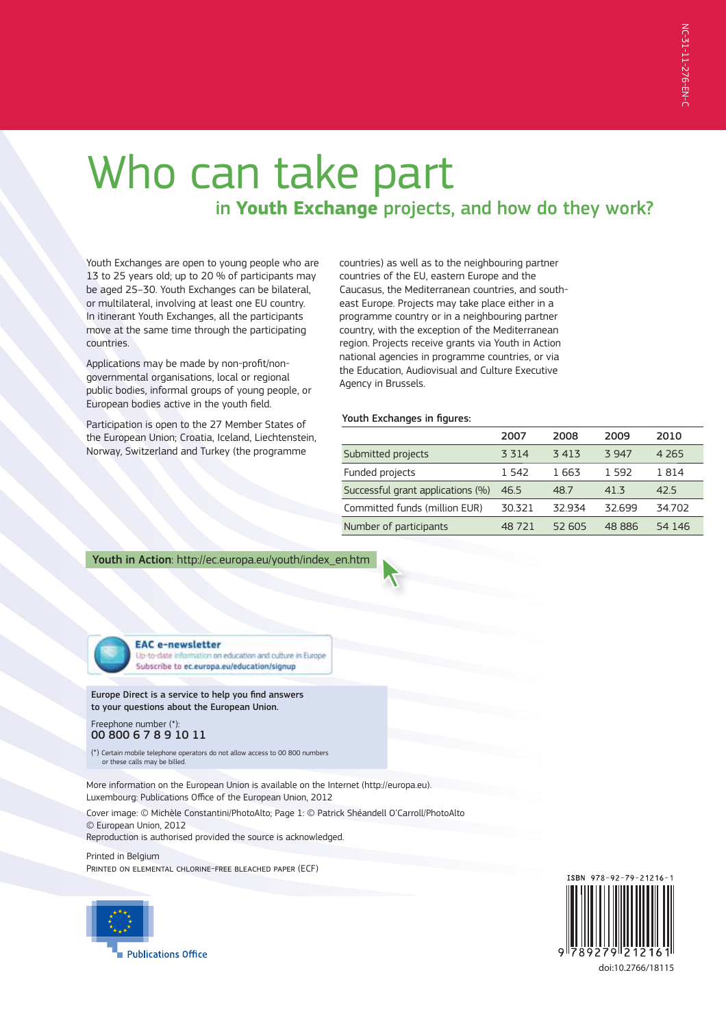# Who can take part

## in **Youth Exchange** projects, and how do they work?

Youth Exchanges are open to young people who are 13 to 25 years old; up to 20 % of participants may be aged 25–30. Youth Exchanges can be bilateral, or multilateral, involving at least one EU country. In itinerant Youth Exchanges, all the participants move at the same time through the participating countries.

Applications may be made by non-profit/non-governmental organisations, local or regional public bodies, informal groups of young people, or European bodies active in the youth field.

Participation is open to the 27 Member States of the European Union; Croatia, Iceland, Liechtenstein, Norway, Switzerland and Turkey (the programme countries) as well as to the neighbouring partner countries of the EU, eastern Europe and the Caucasus, the Mediterranean countries, and south-east Europe. Projects may take place either in a programme country or in a neighbouring partner country, with the exception of the Mediterranean region. Projects receive grants via Youth in Action national agencies in programme countries, or via the Education, Audiovisual and Culture Executive Agency in Brussels.

**Youth Exchanges in figures:**

| | 2007 | 2008 | 2009 | 2010 |
|---|---|---|---|---|
| Submitted projects | 3 314 | 3 413 | 3 947 | 4 265 |
| Funded projects | 1 542 | 1 663 | 1 592 | 1 814 |
| Successful grant applications (%) | 46.5 | 48.7 | 41.3 | 42.5 |
| Committed funds (million EUR) | 30.321 | 32.934 | 32.699 | 34.702 |
| Number of participants | 48 721 | 52 605 | 48 886 | 54 146 |

**Youth in Action**: http://ec.europa.eu/youth/index_en.htm

**EAC e-newsletter**
Up-to-date information on education and culture in Europe
Subscribe to ec.europa.eu/education/signup

**Europe Direct is a service to help you find answers to your questions about the European Union.**

Freephone number (*):
**00 800 6 7 8 9 10 11**

(*) Certain mobile telephone operators do not allow access to 00 800 numbers or these calls may be billed.

More information on the European Union is available on the Internet (http://europa.eu).
Luxembourg: Publications Office of the European Union, 2012

Cover image: © Michèle Constantini/PhotoAlto; Page 1: © Patrick Shéandell O'Carroll/PhotoAlto
© European Union, 2012
Reproduction is authorised provided the source is acknowledged.

Printed in Belgium
Printed on elemental chlorine-free bleached paper (ECF)

Publications Office

ISBN 978-92-79-21216-1

doi:10.2766/18115

NC-31-11-276-EN-C